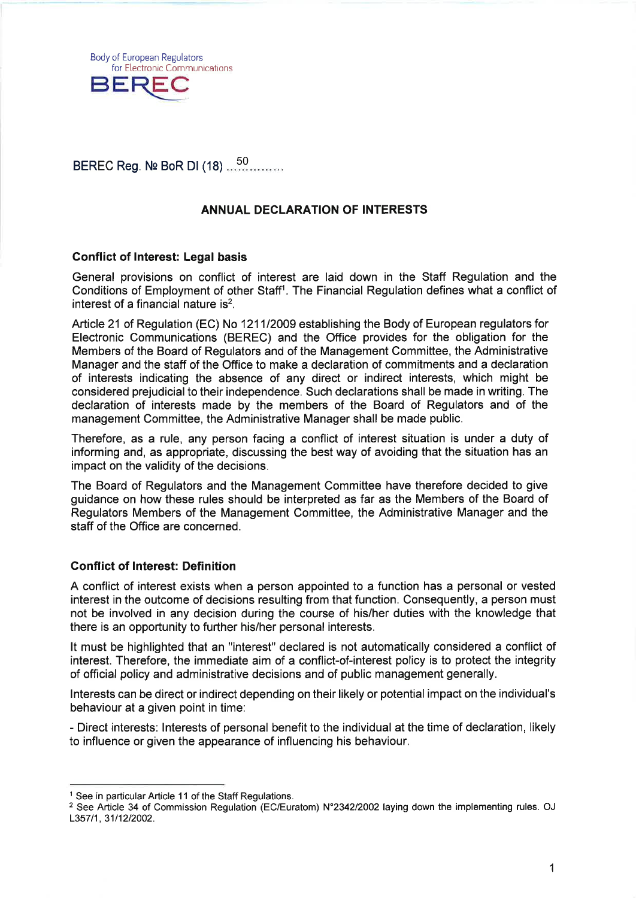Body of European Regulators for Electronic Communications

BEREC

BEREC Reg. № BoR DI (18) ...50.........

## ANNUAL DECLARATION OF INTERESTS

### Conflict of Interest: Legal basis

General provisions on conflict of interest are laid down in the Staff Regulation and the Conditions of Employment of other Staff[1]. The Financial Regulation defines what a conflict of interest of a financial nature is[2].

Article 21 of Regulation (EC) No 1211/2009 establishing the Body of European regulators for Electronic Communications (BEREC) and the Office provides for the obligation for the Members of the Board of Regulators and of the Management Committee, the Administrative Manager and the staff of the Office to make a declaration of commitments and a declaration of interests indicating the absence of any direct or indirect interests, which might be considered prejudicial to their independence. Such declarations shall be made in writing. The declaration of interests made by the members of the Board of Regulators and of the management Committee, the Administrative Manager shall be made public.

Therefore, as a rule, any person facing a conflict of interest situation is under a duty of informing and, as appropriate, discussing the best way of avoiding that the situation has an impact on the validity of the decisions.

The Board of Regulators and the Management Committee have therefore decided to give guidance on how these rules should be interpreted as far as the Members of the Board of Regulators Members of the Management Committee, the Administrative Manager and the staff of the Office are concerned.

### Conflict of Interest: Definition

A conflict of interest exists when a person appointed to a function has a personal or vested interest in the outcome of decisions resulting from that function. Consequently, a person must not be involved in any decision during the course of his/her duties with the knowledge that there is an opportunity to further his/her personal interests.

It must be highlighted that an "interest" declared is not automatically considered a conflict of interest. Therefore, the immediate aim of a conflict-of-interest policy is to protect the integrity of official policy and administrative decisions and of public management generally.

Interests can be direct or indirect depending on their likely or potential impact on the individual's behaviour at a given point in time:

- Direct interests: Interests of personal benefit to the individual at the time of declaration, likely to influence or given the appearance of influencing his behaviour.

---

[1] See in particular Article 11 of the Staff Regulations.

[2] See Article 34 of Commission Regulation (EC/Euratom) N°2342/2002 laying down the implementing rules. OJ L357/1, 31/12/2002.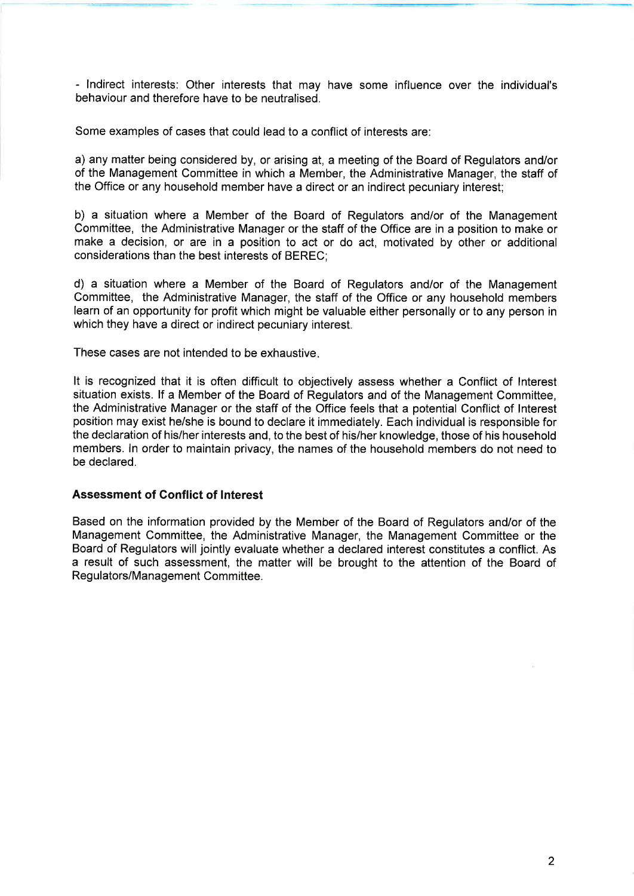- Indirect interests: Other interests that may have some influence over the individual's behaviour and therefore have to be neutralised.

Some examples of cases that could lead to a conflict of interests are:

a) any matter being considered by, or arising at, a meeting of the Board of Regulators and/or of the Management Committee in which a Member, the Administrative Manager, the staff of the Office or any household member have a direct or an indirect pecuniary interest;

b) a situation where a Member of the Board of Regulators and/or of the Management Committee, the Administrative Manager or the staff of the Office are in a position to make or make a decision, or are in a position to act or do act, motivated by other or additional considerations than the best interests of BEREC;

d) a situation where a Member of the Board of Regulators and/or of the Management Committee, the Administrative Manager, the staff of the Office or any household members learn of an opportunity for profit which might be valuable either personally or to any person in which they have a direct or indirect pecuniary interest.

These cases are not intended to be exhaustive.

It is recognized that it is often difficult to objectively assess whether a Conflict of Interest situation exists. If a Member of the Board of Regulators and of the Management Committee, the Administrative Manager or the staff of the Office feels that a potential Conflict of Interest position may exist he/she is bound to declare it immediately. Each individual is responsible for the declaration of his/her interests and, to the best of his/her knowledge, those of his household members. In order to maintain privacy, the names of the household members do not need to be declared.

**Assessment of Conflict of Interest**

Based on the information provided by the Member of the Board of Regulators and/or of the Management Committee, the Administrative Manager, the Management Committee or the Board of Regulators will jointly evaluate whether a declared interest constitutes a conflict. As a result of such assessment, the matter will be brought to the attention of the Board of Regulators/Management Committee.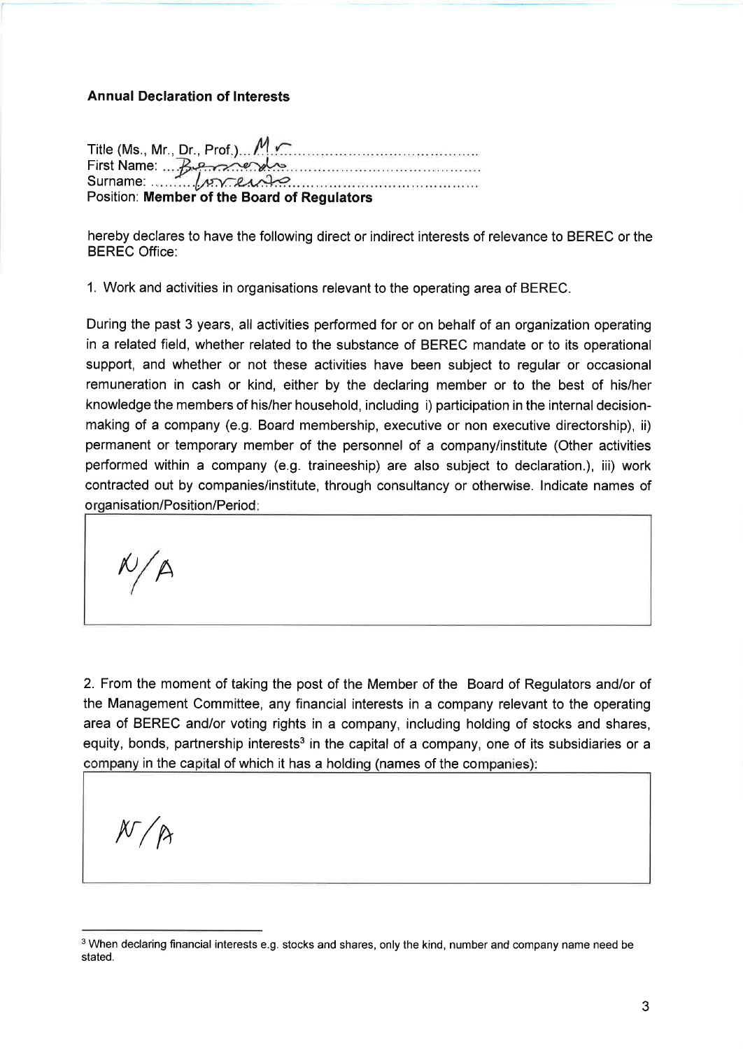**Annual Declaration of Interests**

Title (Ms., Mr., Dr., Prof.)... Mr ...........................................
First Name: ... Bernardo ...........................................
Surname: ......... Lorenzo ...........................................
Position: **Member of the Board of Regulators**

hereby declares to have the following direct or indirect interests of relevance to BEREC or the BEREC Office:

1. Work and activities in organisations relevant to the operating area of BEREC.

During the past 3 years, all activities performed for or on behalf of an organization operating in a related field, whether related to the substance of BEREC mandate or to its operational support, and whether or not these activities have been subject to regular or occasional remuneration in cash or kind, either by the declaring member or to the best of his/her knowledge the members of his/her household, including i) participation in the internal decision-making of a company (e.g. Board membership, executive or non executive directorship), ii) permanent or temporary member of the personnel of a company/institute (Other activities performed within a company (e.g. traineeship) are also subject to declaration.), iii) work contracted out by companies/institute, through consultancy or otherwise. Indicate names of organisation/Position/Period:

| N/A |
|---|

2. From the moment of taking the post of the Member of the Board of Regulators and/or of the Management Committee, any financial interests in a company relevant to the operating area of BEREC and/or voting rights in a company, including holding of stocks and shares, equity, bonds, partnership interests[3] in the capital of a company, one of its subsidiaries or a company in the capital of which it has a holding (names of the companies):

| N/A |
|---|

[3] When declaring financial interests e.g. stocks and shares, only the kind, number and company name need be stated.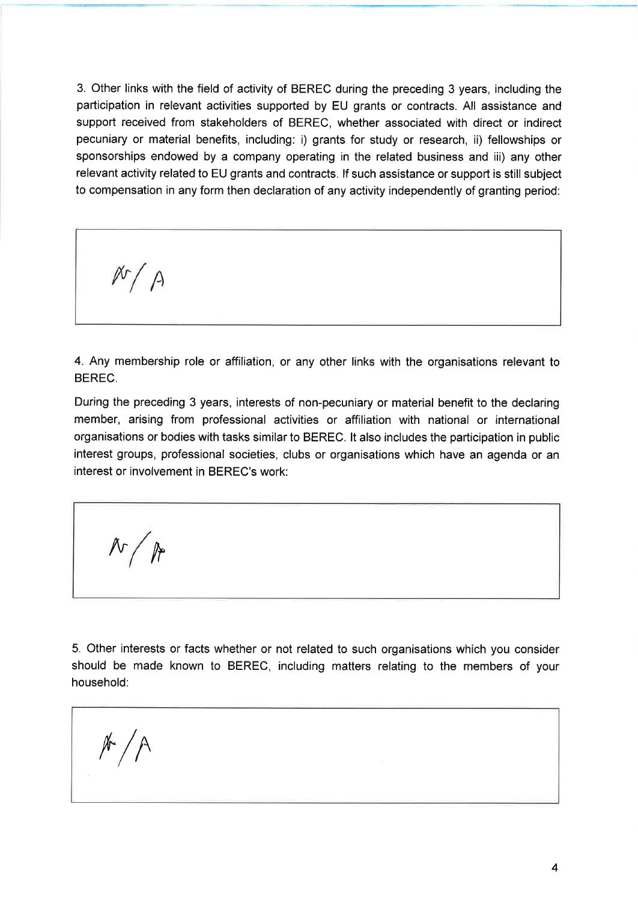3. Other links with the field of activity of BEREC during the preceding 3 years, including the participation in relevant activities supported by EU grants or contracts. All assistance and support received from stakeholders of BEREC, whether associated with direct or indirect pecuniary or material benefits, including: i) grants for study or research, ii) fellowships or sponsorships endowed by a company operating in the related business and iii) any other relevant activity related to EU grants and contracts. If such assistance or support is still subject to compensation in any form then declaration of any activity independently of granting period:

| N/A |
|---|

4. Any membership role or affiliation, or any other links with the organisations relevant to BEREC.

During the preceding 3 years, interests of non-pecuniary or material benefit to the declaring member, arising from professional activities or affiliation with national or international organisations or bodies with tasks similar to BEREC. It also includes the participation in public interest groups, professional societies, clubs or organisations which have an agenda or an interest or involvement in BEREC's work:

| N/A |
|---|

5. Other interests or facts whether or not related to such organisations which you consider should be made known to BEREC, including matters relating to the members of your household:

| N/A |
|---|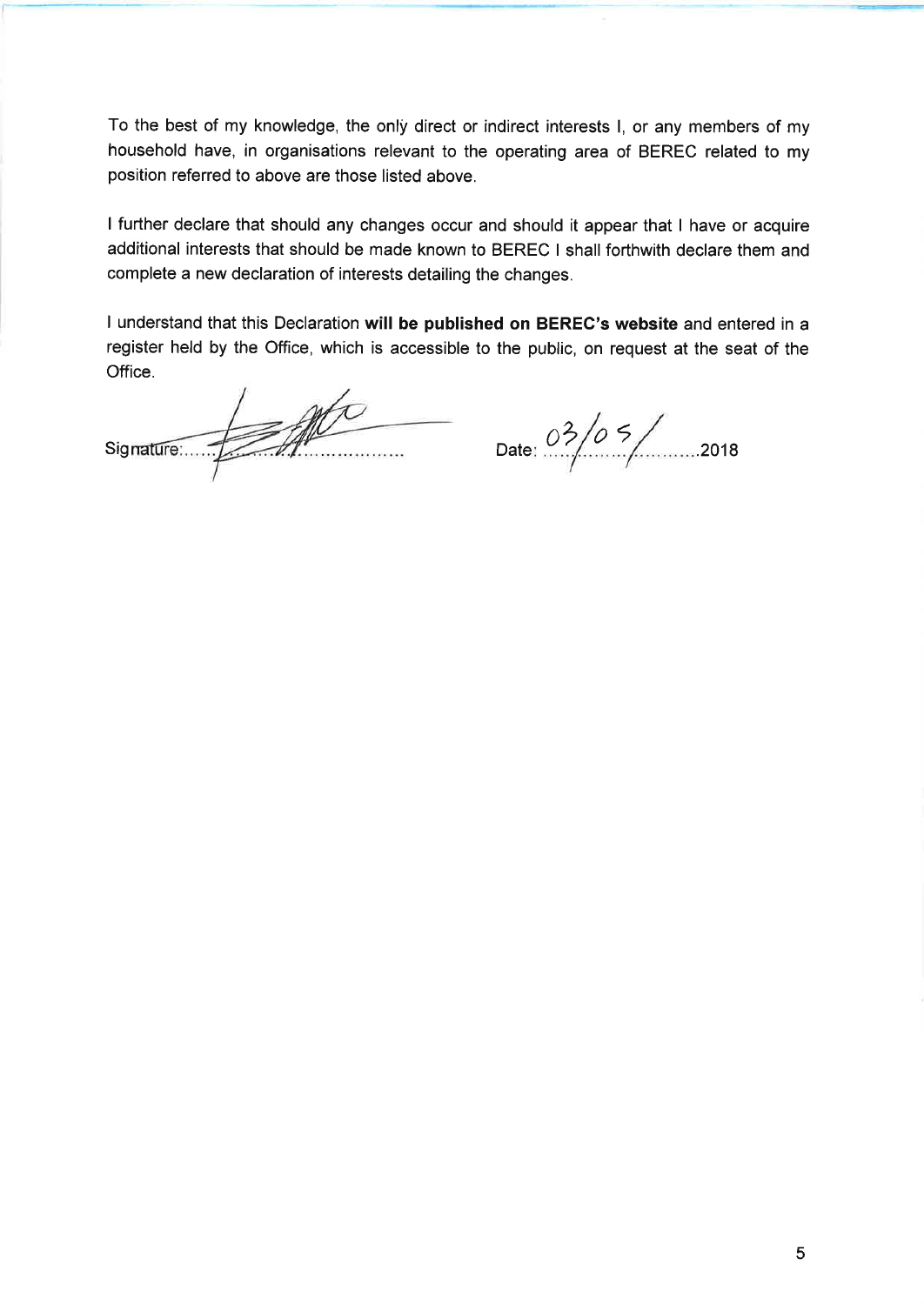To the best of my knowledge, the only direct or indirect interests I, or any members of my household have, in organisations relevant to the operating area of BEREC related to my position referred to above are those listed above.

I further declare that should any changes occur and should it appear that I have or acquire additional interests that should be made known to BEREC I shall forthwith declare them and complete a new declaration of interests detailing the changes.

I understand that this Declaration **will be published on BEREC's website** and entered in a register held by the Office, which is accessible to the public, on request at the seat of the Office.

Signature: ............................................ Date: 03/05/2018